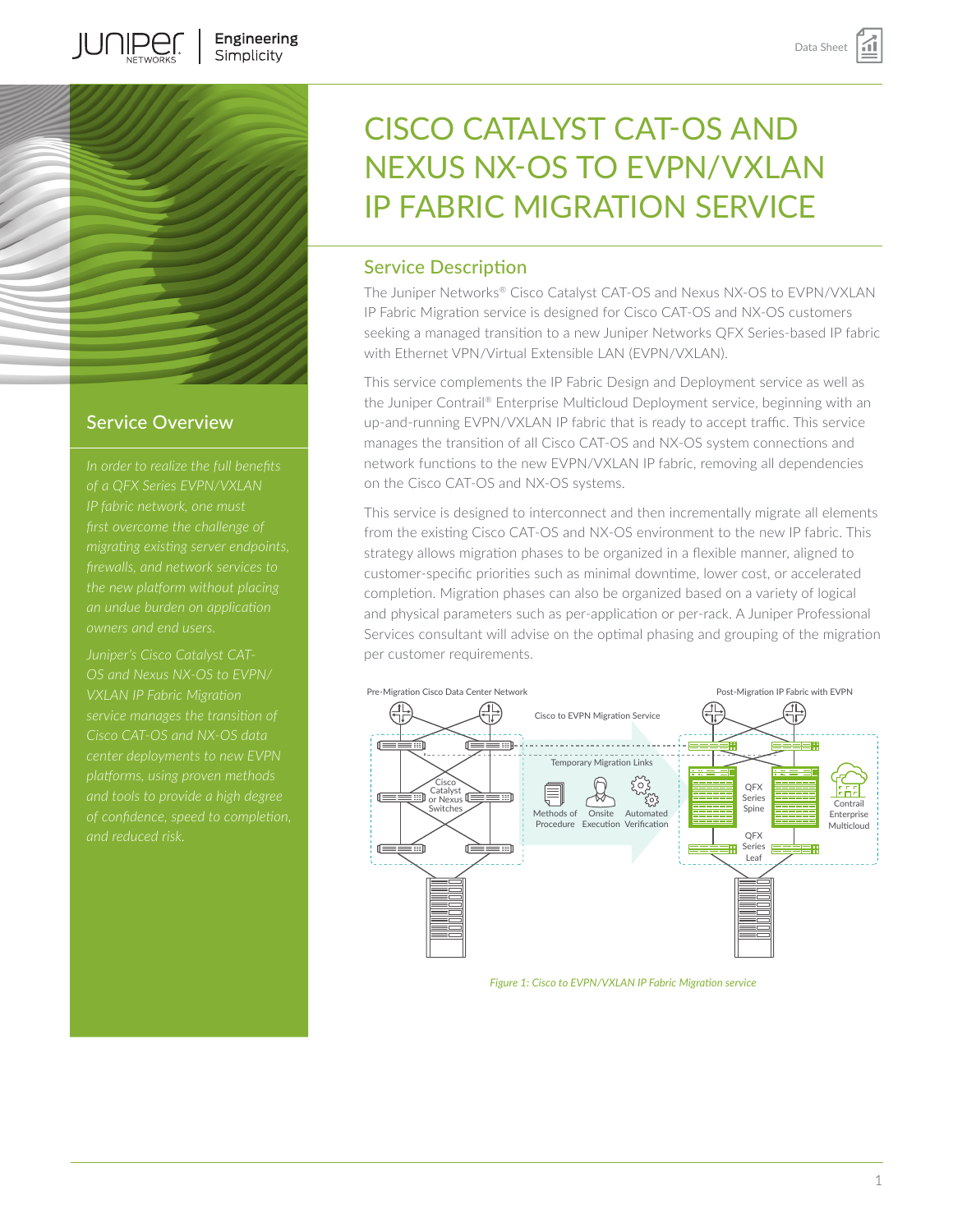# CISCO CATALYST CAT-OS AND NEXUS NX-OS TO EVPN/VXLAN IP FABRIC MIGRATION SERVICE

## Service Overview

*In order to realize the full benefits of a QFX Series EVPN/VXLAN IP fabric network, one must first overcome the challenge of migrating existing server endpoints, firewalls, and network services to the new platform without placing an undue burden on application owners and end users.*

*Juniper's Cisco Catalyst CAT-OS and Nexus NX-OS to EVPN/VXLAN IP Fabric Migration service manages the transition of Cisco CAT-OS and NX-OS data center deployments to new EVPN platforms, using proven methods and tools to provide a high degree of confidence, speed to completion, and reduced risk.*

## Service Description

The Juniper Networks® Cisco Catalyst CAT-OS and Nexus NX-OS to EVPN/VXLAN IP Fabric Migration service is designed for Cisco CAT-OS and NX-OS customers seeking a managed transition to a new Juniper Networks QFX Series-based IP fabric with Ethernet VPN/Virtual Extensible LAN (EVPN/VXLAN).

This service complements the IP Fabric Design and Deployment service as well as the Juniper Contrail® Enterprise Multicloud Deployment service, beginning with an up-and-running EVPN/VXLAN IP fabric that is ready to accept traffic. This service manages the transition of all Cisco CAT-OS and NX-OS system connections and network functions to the new EVPN/VXLAN IP fabric, removing all dependencies on the Cisco CAT-OS and NX-OS systems.

This service is designed to interconnect and then incrementally migrate all elements from the existing Cisco CAT-OS and NX-OS environment to the new IP fabric. This strategy allows migration phases to be organized in a flexible manner, aligned to customer-specific priorities such as minimal downtime, lower cost, or accelerated completion. Migration phases can also be organized based on a variety of logical and physical parameters such as per-application or per-rack. A Juniper Professional Services consultant will advise on the optimal phasing and grouping of the migration per customer requirements.

Pre-Migration Cisco Data Center Network | Cisco to EVPN Migration Service | Post-Migration IP Fabric with EVPN

Cisco Catalyst or Nexus Switches | Temporary Migration Links | Methods of Procedure | Onsite Execution | Automated Verification | QFX Series Spine | QFX Series Leaf | Contrail Enterprise Multicloud

*Figure 1: Cisco to EVPN/VXLAN IP Fabric Migration service*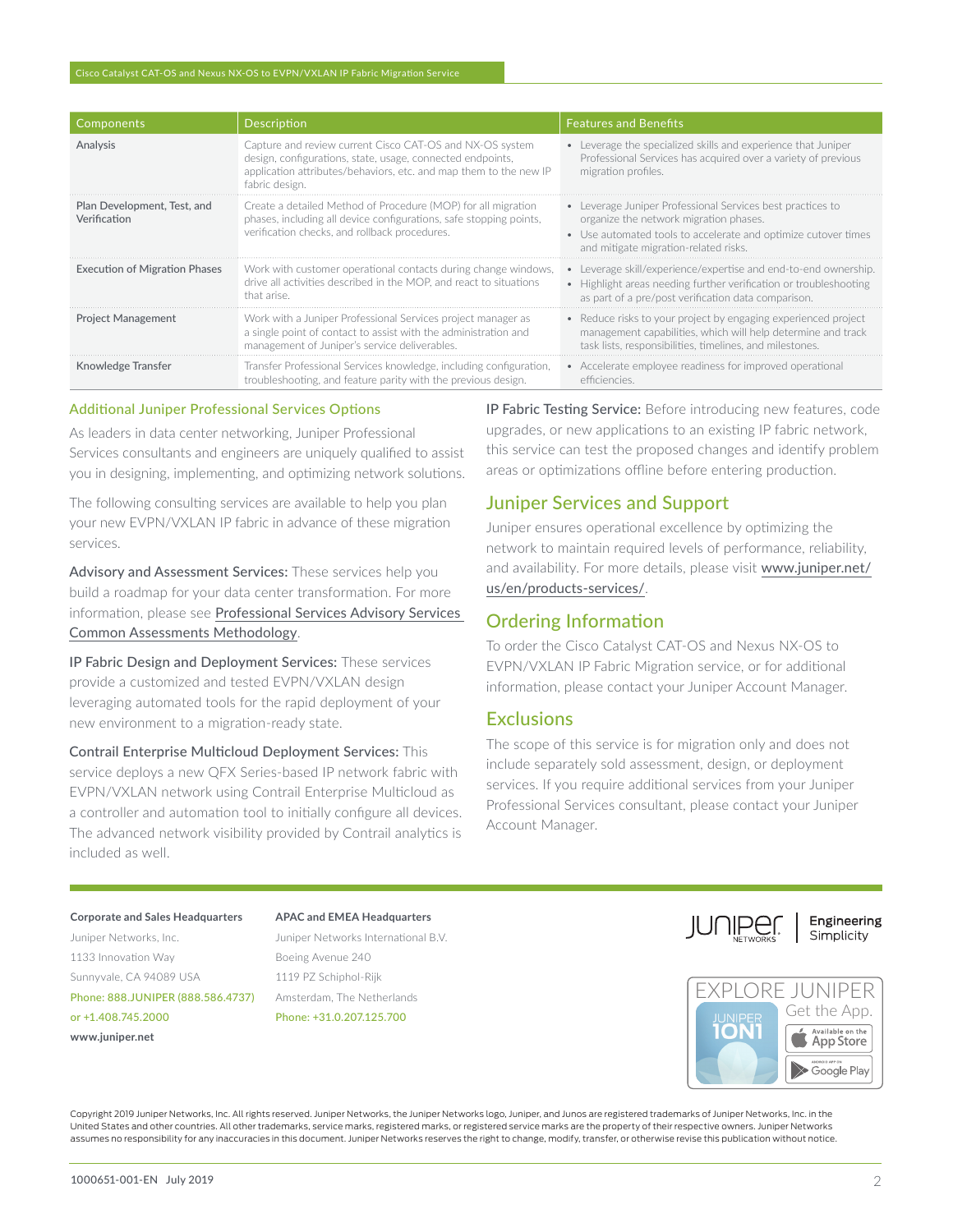| Components | Description | Features and Benefits |
|---|---|---|
| Analysis | Capture and review current Cisco CAT-OS and NX-OS system design, configurations, state, usage, connected endpoints, application attributes/behaviors, etc. and map them to the new IP fabric design. | • Leverage the specialized skills and experience that Juniper Professional Services has acquired over a variety of previous migration profiles. |
| Plan Development, Test, and Verification | Create a detailed Method of Procedure (MOP) for all migration phases, including all device configurations, safe stopping points, verification checks, and rollback procedures. | • Leverage Juniper Professional Services best practices to organize the network migration phases.<br>• Use automated tools to accelerate and optimize cutover times and mitigate migration-related risks. |
| Execution of Migration Phases | Work with customer operational contacts during change windows, drive all activities described in the MOP, and react to situations that arise. | • Leverage skill/experience/expertise and end-to-end ownership.<br>• Highlight areas needing further verification or troubleshooting as part of a pre/post verification data comparison. |
| Project Management | Work with a Juniper Professional Services project manager as a single point of contact to assist with the administration and management of Juniper's service deliverables. | • Reduce risks to your project by engaging experienced project management capabilities, which will help determine and track task lists, responsibilities, timelines, and milestones. |
| Knowledge Transfer | Transfer Professional Services knowledge, including configuration, troubleshooting, and feature parity with the previous design. | • Accelerate employee readiness for improved operational efficiencies. |

### Additional Juniper Professional Services Options

As leaders in data center networking, Juniper Professional Services consultants and engineers are uniquely qualified to assist you in designing, implementing, and optimizing network solutions.

The following consulting services are available to help you plan your new EVPN/VXLAN IP fabric in advance of these migration services.

**Advisory and Assessment Services:** These services help you build a roadmap for your data center transformation. For more information, please see Professional Services Advisory Services Common Assessments Methodology.

**IP Fabric Design and Deployment Services:** These services provide a customized and tested EVPN/VXLAN design leveraging automated tools for the rapid deployment of your new environment to a migration-ready state.

**Contrail Enterprise Multicloud Deployment Services:** This service deploys a new QFX Series-based IP network fabric with EVPN/VXLAN network using Contrail Enterprise Multicloud as a controller and automation tool to initially configure all devices. The advanced network visibility provided by Contrail analytics is included as well.

**IP Fabric Testing Service:** Before introducing new features, code upgrades, or new applications to an existing IP fabric network, this service can test the proposed changes and identify problem areas or optimizations offline before entering production.

## Juniper Services and Support

Juniper ensures operational excellence by optimizing the network to maintain required levels of performance, reliability, and availability. For more details, please visit www.juniper.net/us/en/products-services/.

## Ordering Information

To order the Cisco Catalyst CAT-OS and Nexus NX-OS to EVPN/VXLAN IP Fabric Migration service, or for additional information, please contact your Juniper Account Manager.

## Exclusions

The scope of this service is for migration only and does not include separately sold assessment, design, or deployment services. If you require additional services from your Juniper Professional Services consultant, please contact your Juniper Account Manager.

**Corporate and Sales Headquarters**
Juniper Networks, Inc.
1133 Innovation Way
Sunnyvale, CA 94089 USA
Phone: 888.JUNIPER (888.586.4737)
or +1.408.745.2000
**www.juniper.net**

**APAC and EMEA Headquarters**
Juniper Networks International B.V.
Boeing Avenue 240
1119 PZ Schiphol-Rijk
Amsterdam, The Netherlands
Phone: +31.0.207.125.700

JUNIPer NETWORKS | Engineering Simplicity

EXPLORE JUNIPER
Get the App.
JUNIPER 1ON1
Available on the App Store
Google Play

Copyright 2019 Juniper Networks, Inc. All rights reserved. Juniper Networks, the Juniper Networks logo, Juniper, and Junos are registered trademarks of Juniper Networks, Inc. in the United States and other countries. All other trademarks, service marks, registered marks, or registered service marks are the property of their respective owners. Juniper Networks assumes no responsibility for any inaccuracies in this document. Juniper Networks reserves the right to change, modify, transfer, or otherwise revise this publication without notice.

1000651-001-EN July 2019